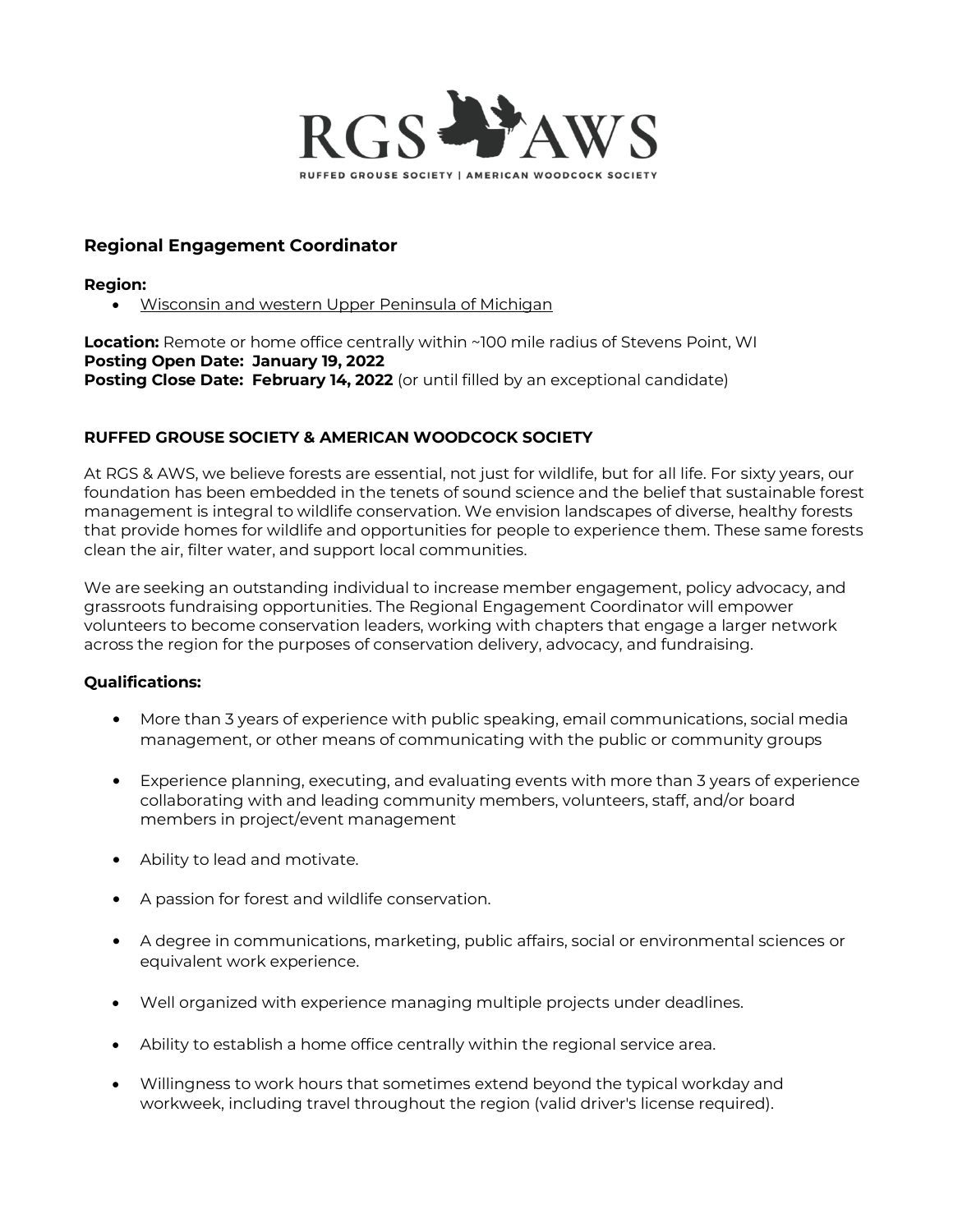RGS AWS

RUFFED GROUSE SOCIETY | AMERICAN WOODCOCK SOCIETY

## Regional Engagement Coordinator

**Region:**

- Wisconsin and western Upper Peninsula of Michigan

**Location:** Remote or home office centrally within ~100 mile radius of Stevens Point, WI
**Posting Open Date: January 19, 2022**
**Posting Close Date: February 14, 2022** (or until filled by an exceptional candidate)

### RUFFED GROUSE SOCIETY & AMERICAN WOODCOCK SOCIETY

At RGS & AWS, we believe forests are essential, not just for wildlife, but for all life. For sixty years, our foundation has been embedded in the tenets of sound science and the belief that sustainable forest management is integral to wildlife conservation. We envision landscapes of diverse, healthy forests that provide homes for wildlife and opportunities for people to experience them. These same forests clean the air, filter water, and support local communities.

We are seeking an outstanding individual to increase member engagement, policy advocacy, and grassroots fundraising opportunities. The Regional Engagement Coordinator will empower volunteers to become conservation leaders, working with chapters that engage a larger network across the region for the purposes of conservation delivery, advocacy, and fundraising.

**Qualifications:**

- More than 3 years of experience with public speaking, email communications, social media management, or other means of communicating with the public or community groups
- Experience planning, executing, and evaluating events with more than 3 years of experience collaborating with and leading community members, volunteers, staff, and/or board members in project/event management
- Ability to lead and motivate.
- A passion for forest and wildlife conservation.
- A degree in communications, marketing, public affairs, social or environmental sciences or equivalent work experience.
- Well organized with experience managing multiple projects under deadlines.
- Ability to establish a home office centrally within the regional service area.
- Willingness to work hours that sometimes extend beyond the typical workday and workweek, including travel throughout the region (valid driver's license required).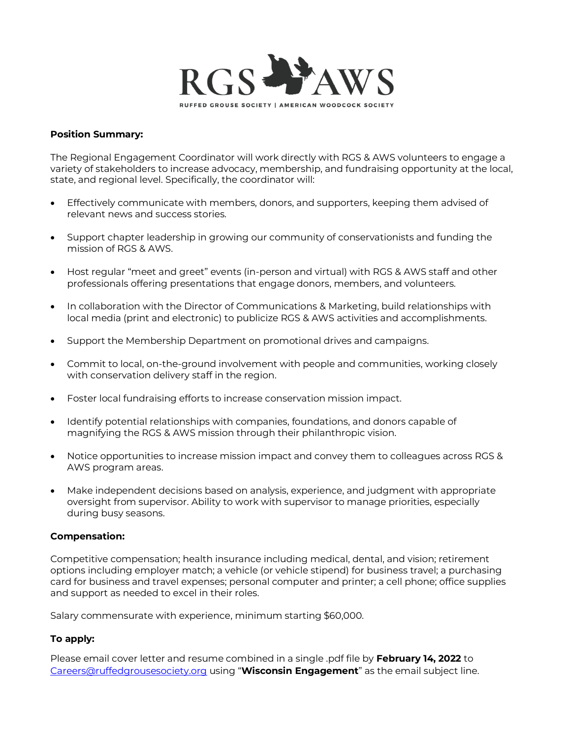RGS AWS

RUFFED GROUSE SOCIETY | AMERICAN WOODCOCK SOCIETY

**Position Summary:**

The Regional Engagement Coordinator will work directly with RGS & AWS volunteers to engage a variety of stakeholders to increase advocacy, membership, and fundraising opportunity at the local, state, and regional level. Specifically, the coordinator will:

- Effectively communicate with members, donors, and supporters, keeping them advised of relevant news and success stories.
- Support chapter leadership in growing our community of conservationists and funding the mission of RGS & AWS.
- Host regular "meet and greet" events (in-person and virtual) with RGS & AWS staff and other professionals offering presentations that engage donors, members, and volunteers.
- In collaboration with the Director of Communications & Marketing, build relationships with local media (print and electronic) to publicize RGS & AWS activities and accomplishments.
- Support the Membership Department on promotional drives and campaigns.
- Commit to local, on-the-ground involvement with people and communities, working closely with conservation delivery staff in the region.
- Foster local fundraising efforts to increase conservation mission impact.
- Identify potential relationships with companies, foundations, and donors capable of magnifying the RGS & AWS mission through their philanthropic vision.
- Notice opportunities to increase mission impact and convey them to colleagues across RGS & AWS program areas.
- Make independent decisions based on analysis, experience, and judgment with appropriate oversight from supervisor. Ability to work with supervisor to manage priorities, especially during busy seasons.

**Compensation:**

Competitive compensation; health insurance including medical, dental, and vision; retirement options including employer match; a vehicle (or vehicle stipend) for business travel; a purchasing card for business and travel expenses; personal computer and printer; a cell phone; office supplies and support as needed to excel in their roles.

Salary commensurate with experience, minimum starting $60,000.

**To apply:**

Please email cover letter and resume combined in a single .pdf file by **February 14, 2022** to Careers@ruffedgrousesociety.org using "**Wisconsin Engagement**" as the email subject line.